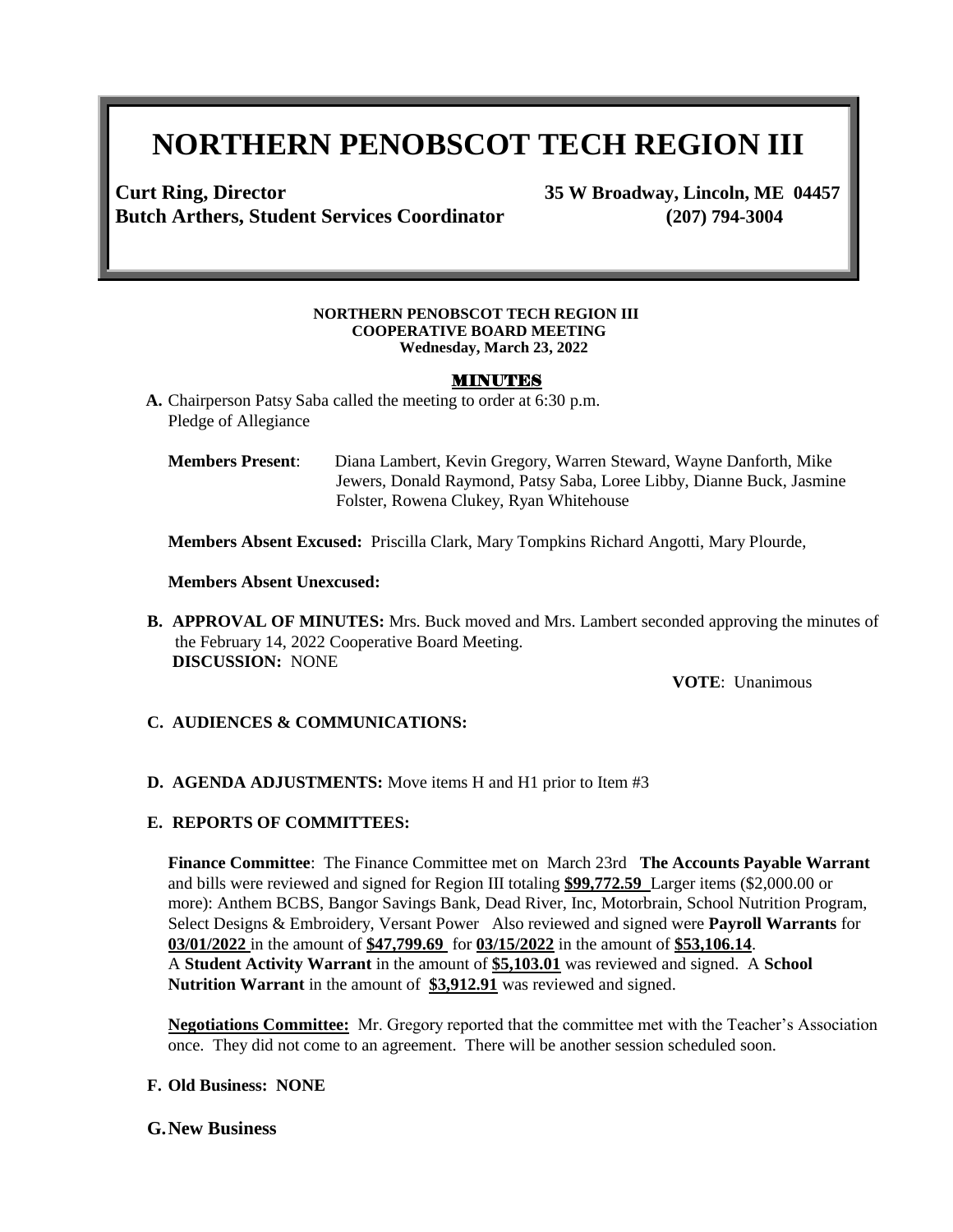# NORTHERN PENOBSCOT TECH REGION III

**Curt Ring, Director** **35 W Broadway, Lincoln, ME 04457**
**Butch Arthers, Student Services Coordinator** **(207) 794-3004**

**NORTHERN PENOBSCOT TECH REGION III**
**COOPERATIVE BOARD MEETING**
**Wednesday, March 23, 2022**

## MINUTES

**A.** Chairperson Patsy Saba called the meeting to order at 6:30 p.m.
Pledge of Allegiance

**Members Present**: Diana Lambert, Kevin Gregory, Warren Steward, Wayne Danforth, Mike Jewers, Donald Raymond, Patsy Saba, Loree Libby, Dianne Buck, Jasmine Folster, Rowena Clukey, Ryan Whitehouse

**Members Absent Excused:** Priscilla Clark, Mary Tompkins Richard Angotti, Mary Plourde,

**Members Absent Unexcused:**

**B. APPROVAL OF MINUTES:** Mrs. Buck moved and Mrs. Lambert seconded approving the minutes of the February 14, 2022 Cooperative Board Meeting.
**DISCUSSION:** NONE

**VOTE**: Unanimous

**C. AUDIENCES & COMMUNICATIONS:**

**D. AGENDA ADJUSTMENTS:** Move items H and H1 prior to Item #3

**E. REPORTS OF COMMITTEES:**

**Finance Committee**: The Finance Committee met on March 23rd **The Accounts Payable Warrant** and bills were reviewed and signed for Region III totaling **$99,772.59** Larger items ($2,000.00 or more): Anthem BCBS, Bangor Savings Bank, Dead River, Inc, Motorbrain, School Nutrition Program, Select Designs & Embroidery, Versant Power Also reviewed and signed were **Payroll Warrants** for **03/01/2022** in the amount of **$47,799.69** for **03/15/2022** in the amount of **$53,106.14**.
A **Student Activity Warrant** in the amount of **$5,103.01** was reviewed and signed. A **School Nutrition Warrant** in the amount of **$3,912.91** was reviewed and signed.

**Negotiations Committee:** Mr. Gregory reported that the committee met with the Teacher's Association once. They did not come to an agreement. There will be another session scheduled soon.

**F. Old Business: NONE**

**G. New Business**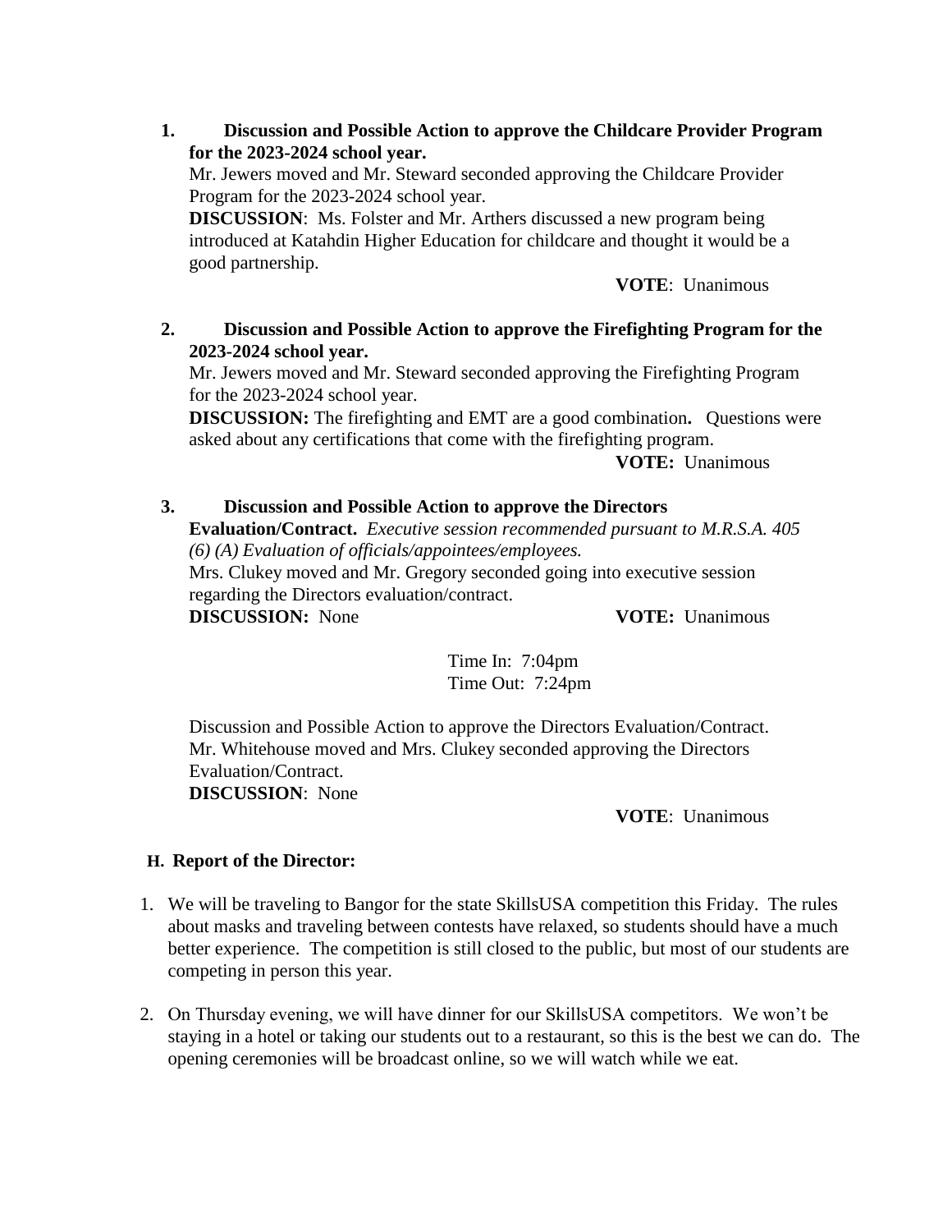1. **Discussion and Possible Action to approve the Childcare Provider Program for the 2023-2024 school year.**
   Mr. Jewers moved and Mr. Steward seconded approving the Childcare Provider Program for the 2023-2024 school year.
   **DISCUSSION**: Ms. Folster and Mr. Arthers discussed a new program being introduced at Katahdin Higher Education for childcare and thought it would be a good partnership.
   **VOTE**: Unanimous

2. **Discussion and Possible Action to approve the Firefighting Program for the 2023-2024 school year.**
   Mr. Jewers moved and Mr. Steward seconded approving the Firefighting Program for the 2023-2024 school year.
   **DISCUSSION:** The firefighting and EMT are a good combination**.** Questions were asked about any certifications that come with the firefighting program.
   **VOTE:** Unanimous

3. **Discussion and Possible Action to approve the Directors Evaluation/Contract.** *Executive session recommended pursuant to M.R.S.A. 405 (6) (A) Evaluation of officials/appointees/employees.*
   Mrs. Clukey moved and Mr. Gregory seconded going into executive session regarding the Directors evaluation/contract.
   **DISCUSSION:** None **VOTE:** Unanimous

   Time In: 7:04pm
   Time Out: 7:24pm

   Discussion and Possible Action to approve the Directors Evaluation/Contract.
   Mr. Whitehouse moved and Mrs. Clukey seconded approving the Directors Evaluation/Contract.
   **DISCUSSION**: None
   **VOTE**: Unanimous

**H. Report of the Director:**

1. We will be traveling to Bangor for the state SkillsUSA competition this Friday. The rules about masks and traveling between contests have relaxed, so students should have a much better experience. The competition is still closed to the public, but most of our students are competing in person this year.

2. On Thursday evening, we will have dinner for our SkillsUSA competitors. We won't be staying in a hotel or taking our students out to a restaurant, so this is the best we can do. The opening ceremonies will be broadcast online, so we will watch while we eat.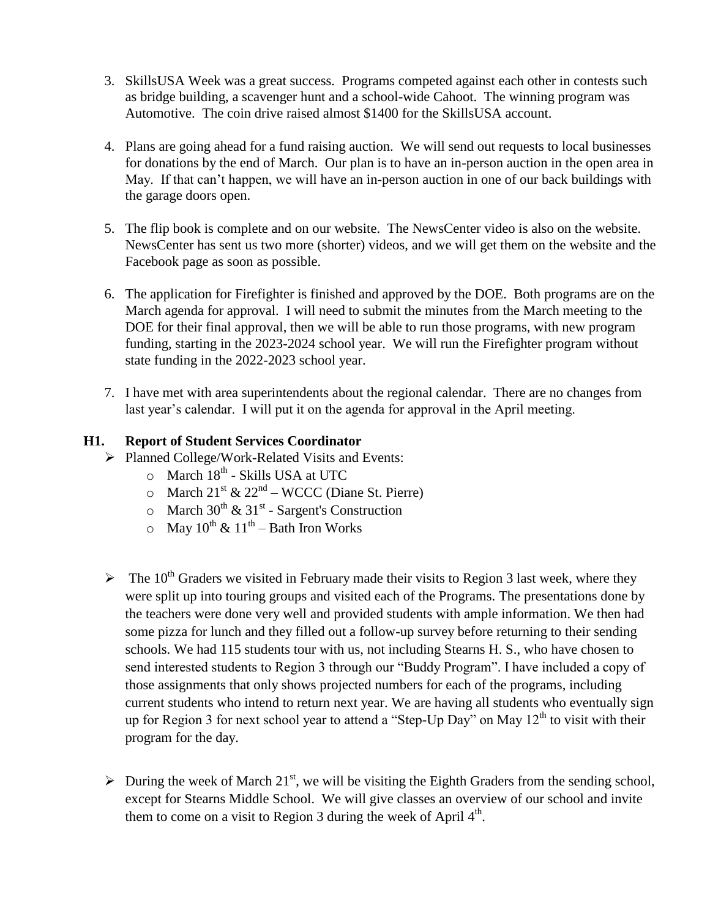3. SkillsUSA Week was a great success. Programs competed against each other in contests such as bridge building, a scavenger hunt and a school-wide Cahoot. The winning program was Automotive. The coin drive raised almost $1400 for the SkillsUSA account.

4. Plans are going ahead for a fund raising auction. We will send out requests to local businesses for donations by the end of March. Our plan is to have an in-person auction in the open area in May. If that can't happen, we will have an in-person auction in one of our back buildings with the garage doors open.

5. The flip book is complete and on our website. The NewsCenter video is also on the website. NewsCenter has sent us two more (shorter) videos, and we will get them on the website and the Facebook page as soon as possible.

6. The application for Firefighter is finished and approved by the DOE. Both programs are on the March agenda for approval. I will need to submit the minutes from the March meeting to the DOE for their final approval, then we will be able to run those programs, with new program funding, starting in the 2023-2024 school year. We will run the Firefighter program without state funding in the 2022-2023 school year.

7. I have met with area superintendents about the regional calendar. There are no changes from last year's calendar. I will put it on the agenda for approval in the April meeting.

**H1. Report of Student Services Coordinator**

- Planned College/Work-Related Visits and Events:
  - March 18th - Skills USA at UTC
  - March 21st & 22nd – WCCC (Diane St. Pierre)
  - March 30th & 31st - Sargent's Construction
  - May 10th & 11th – Bath Iron Works

- The 10th Graders we visited in February made their visits to Region 3 last week, where they were split up into touring groups and visited each of the Programs. The presentations done by the teachers were done very well and provided students with ample information. We then had some pizza for lunch and they filled out a follow-up survey before returning to their sending schools. We had 115 students tour with us, not including Stearns H. S., who have chosen to send interested students to Region 3 through our "Buddy Program". I have included a copy of those assignments that only shows projected numbers for each of the programs, including current students who intend to return next year. We are having all students who eventually sign up for Region 3 for next school year to attend a "Step-Up Day" on May 12th to visit with their program for the day.

- During the week of March 21st, we will be visiting the Eighth Graders from the sending school, except for Stearns Middle School. We will give classes an overview of our school and invite them to come on a visit to Region 3 during the week of April 4th.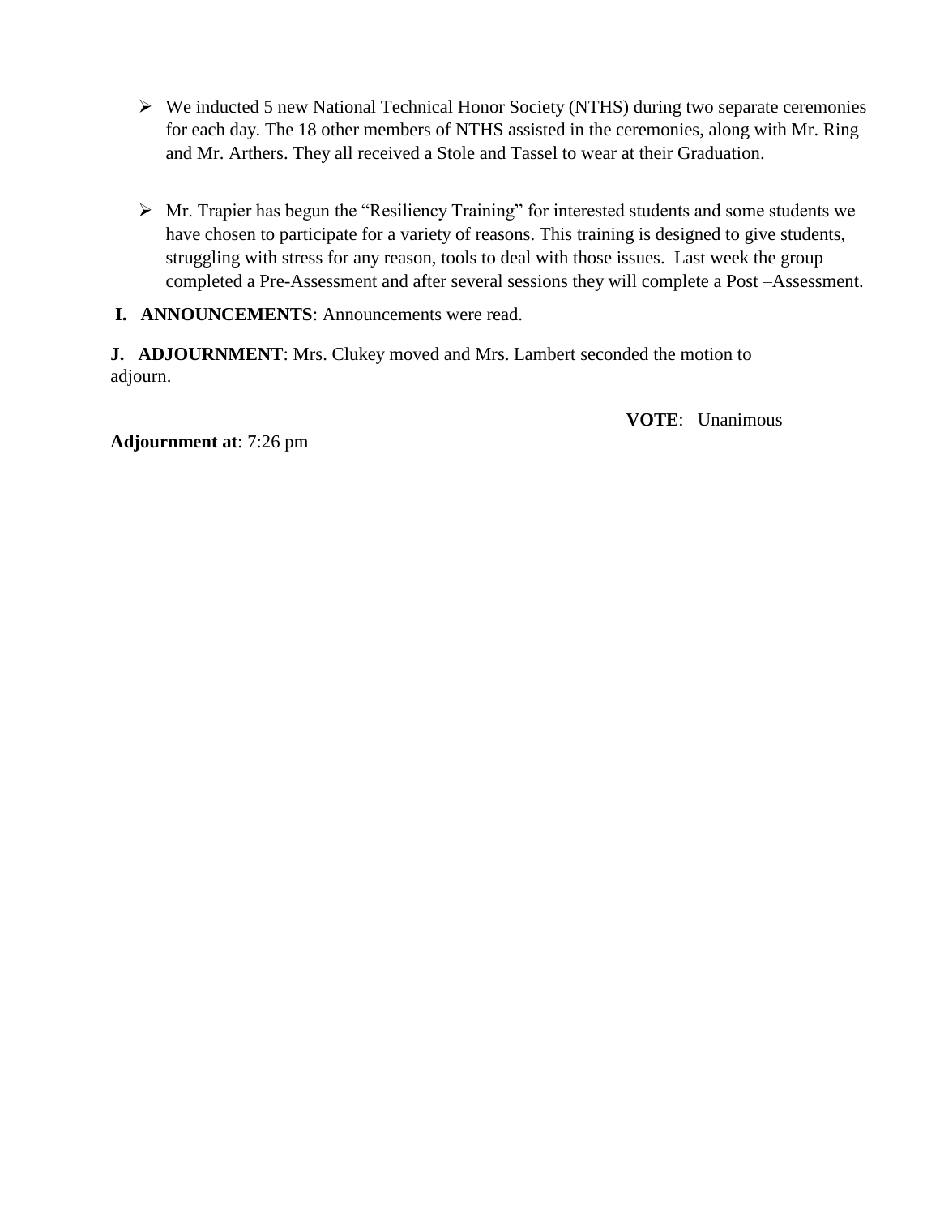- We inducted 5 new National Technical Honor Society (NTHS) during two separate ceremonies for each day. The 18 other members of NTHS assisted in the ceremonies, along with Mr. Ring and Mr. Arthers. They all received a Stole and Tassel to wear at their Graduation.

- Mr. Trapier has begun the "Resiliency Training" for interested students and some students we have chosen to participate for a variety of reasons. This training is designed to give students, struggling with stress for any reason, tools to deal with those issues.  Last week the group completed a Pre-Assessment and after several sessions they will complete a Post –Assessment.

**I. ANNOUNCEMENTS**: Announcements were read.

**J. ADJOURNMENT**: Mrs. Clukey moved and Mrs. Lambert seconded the motion to adjourn.

**VOTE**: Unanimous

**Adjournment at**: 7:26 pm